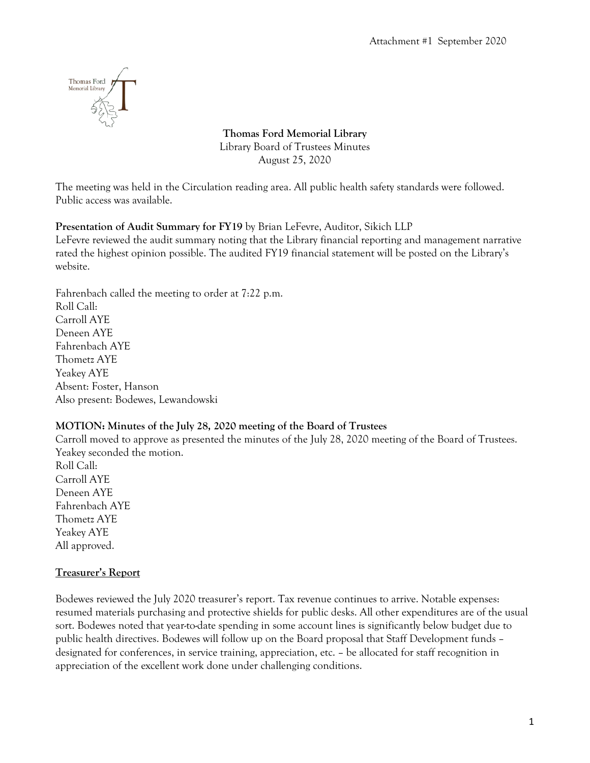Attachment #1 September 2020

**Thomas Ford Memorial Library**
Library Board of Trustees Minutes
August 25, 2020

The meeting was held in the Circulation reading area. All public health safety standards were followed. Public access was available.

**Presentation of Audit Summary for FY19** by Brian LeFevre, Auditor, Sikich LLP
LeFevre reviewed the audit summary noting that the Library financial reporting and management narrative rated the highest opinion possible. The audited FY19 financial statement will be posted on the Library's website.

Fahrenbach called the meeting to order at 7:22 p.m.
Roll Call:
Carroll AYE
Deneen AYE
Fahrenbach AYE
Thometz AYE
Yeakey AYE
Absent: Foster, Hanson
Also present: Bodewes, Lewandowski

**MOTION: Minutes of the July 28, 2020 meeting of the Board of Trustees**
Carroll moved to approve as presented the minutes of the July 28, 2020 meeting of the Board of Trustees. Yeakey seconded the motion.
Roll Call:
Carroll AYE
Deneen AYE
Fahrenbach AYE
Thometz AYE
Yeakey AYE
All approved.

**Treasurer's Report**

Bodewes reviewed the July 2020 treasurer's report. Tax revenue continues to arrive. Notable expenses: resumed materials purchasing and protective shields for public desks. All other expenditures are of the usual sort. Bodewes noted that year-to-date spending in some account lines is significantly below budget due to public health directives. Bodewes will follow up on the Board proposal that Staff Development funds – designated for conferences, in service training, appreciation, etc. – be allocated for staff recognition in appreciation of the excellent work done under challenging conditions.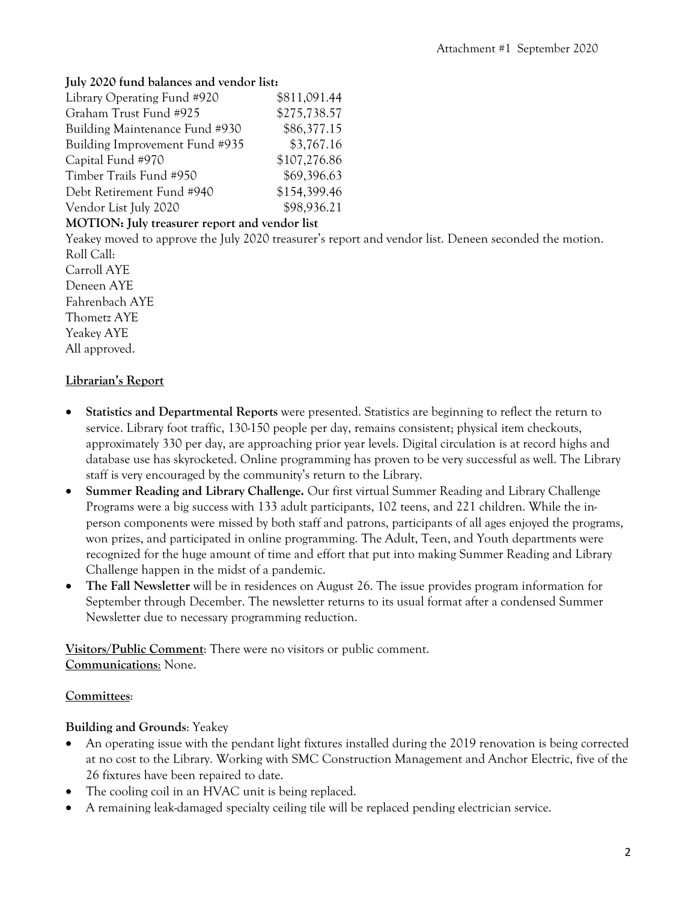**July 2020 fund balances and vendor list:**

| | |
|---|---|
| Library Operating Fund #920 | $811,091.44 |
| Graham Trust Fund #925 | $275,738.57 |
| Building Maintenance Fund #930 | $86,377.15 |
| Building Improvement Fund #935 | $3,767.16 |
| Capital Fund #970 | $107,276.86 |
| Timber Trails Fund #950 | $69,396.63 |
| Debt Retirement Fund #940 | $154,399.46 |
| Vendor List July 2020 | $98,936.21 |

**MOTION: July treasurer report and vendor list**

Yeakey moved to approve the July 2020 treasurer's report and vendor list. Deneen seconded the motion.
Roll Call:
Carroll AYE
Deneen AYE
Fahrenbach AYE
Thometz AYE
Yeakey AYE
All approved.

## Librarian's Report

- **Statistics and Departmental Reports** were presented. Statistics are beginning to reflect the return to service. Library foot traffic, 130-150 people per day, remains consistent; physical item checkouts, approximately 330 per day, are approaching prior year levels. Digital circulation is at record highs and database use has skyrocketed. Online programming has proven to be very successful as well. The Library staff is very encouraged by the community's return to the Library.
- **Summer Reading and Library Challenge.** Our first virtual Summer Reading and Library Challenge Programs were a big success with 133 adult participants, 102 teens, and 221 children. While the in-person components were missed by both staff and patrons, participants of all ages enjoyed the programs, won prizes, and participated in online programming. The Adult, Teen, and Youth departments were recognized for the huge amount of time and effort that put into making Summer Reading and Library Challenge happen in the midst of a pandemic.
- **The Fall Newsletter** will be in residences on August 26. The issue provides program information for September through December. The newsletter returns to its usual format after a condensed Summer Newsletter due to necessary programming reduction.

**Visitors/Public Comment**: There were no visitors or public comment.
**Communications:** None.

## Committees:

**Building and Grounds**: Yeakey

- An operating issue with the pendant light fixtures installed during the 2019 renovation is being corrected at no cost to the Library. Working with SMC Construction Management and Anchor Electric, five of the 26 fixtures have been repaired to date.
- The cooling coil in an HVAC unit is being replaced.
- A remaining leak-damaged specialty ceiling tile will be replaced pending electrician service.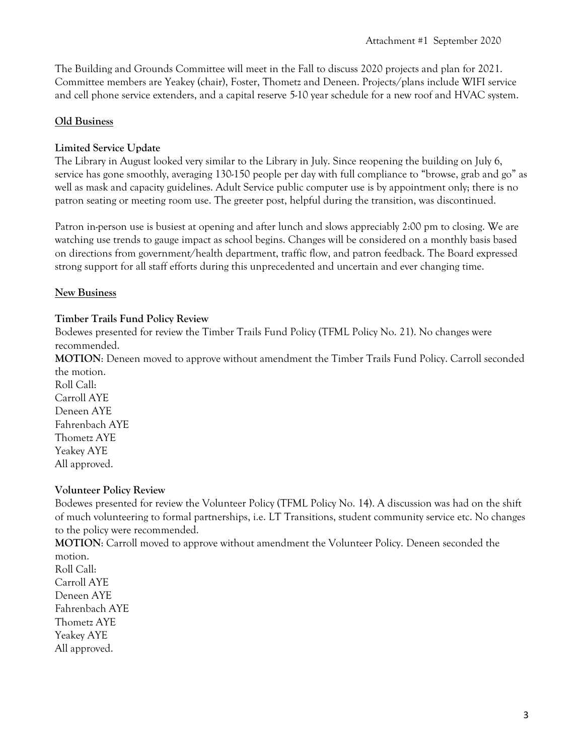The Building and Grounds Committee will meet in the Fall to discuss 2020 projects and plan for 2021. Committee members are Yeakey (chair), Foster, Thometz and Deneen. Projects/plans include WIFI service and cell phone service extenders, and a capital reserve 5-10 year schedule for a new roof and HVAC system.

## Old Business

### Limited Service Update

The Library in August looked very similar to the Library in July. Since reopening the building on July 6, service has gone smoothly, averaging 130-150 people per day with full compliance to "browse, grab and go" as well as mask and capacity guidelines. Adult Service public computer use is by appointment only; there is no patron seating or meeting room use. The greeter post, helpful during the transition, was discontinued.

Patron in-person use is busiest at opening and after lunch and slows appreciably 2:00 pm to closing. We are watching use trends to gauge impact as school begins. Changes will be considered on a monthly basis based on directions from government/health department, traffic flow, and patron feedback. The Board expressed strong support for all staff efforts during this unprecedented and uncertain and ever changing time.

## New Business

### Timber Trails Fund Policy Review

Bodewes presented for review the Timber Trails Fund Policy (TFML Policy No. 21). No changes were recommended.

**MOTION**: Deneen moved to approve without amendment the Timber Trails Fund Policy. Carroll seconded the motion.

Roll Call:
Carroll AYE
Deneen AYE
Fahrenbach AYE
Thometz AYE
Yeakey AYE
All approved.

### Volunteer Policy Review

Bodewes presented for review the Volunteer Policy (TFML Policy No. 14). A discussion was had on the shift of much volunteering to formal partnerships, i.e. LT Transitions, student community service etc. No changes to the policy were recommended.

**MOTION**: Carroll moved to approve without amendment the Volunteer Policy. Deneen seconded the motion.

Roll Call:
Carroll AYE
Deneen AYE
Fahrenbach AYE
Thometz AYE
Yeakey AYE
All approved.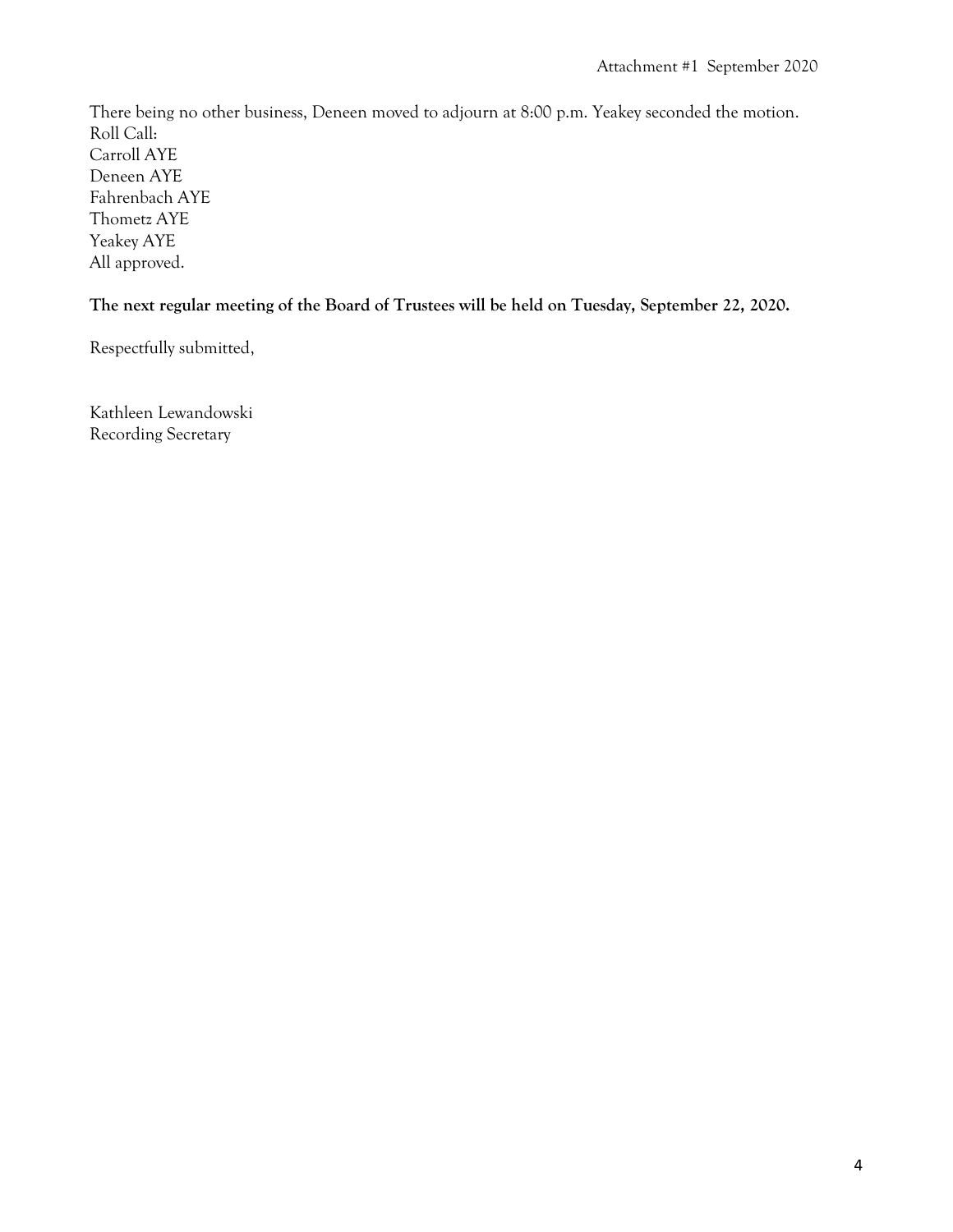There being no other business, Deneen moved to adjourn at 8:00 p.m. Yeakey seconded the motion.
Roll Call:
Carroll AYE
Deneen AYE
Fahrenbach AYE
Thometz AYE
Yeakey AYE
All approved.

**The next regular meeting of the Board of Trustees will be held on Tuesday, September 22, 2020.**

Respectfully submitted,

Kathleen Lewandowski
Recording Secretary